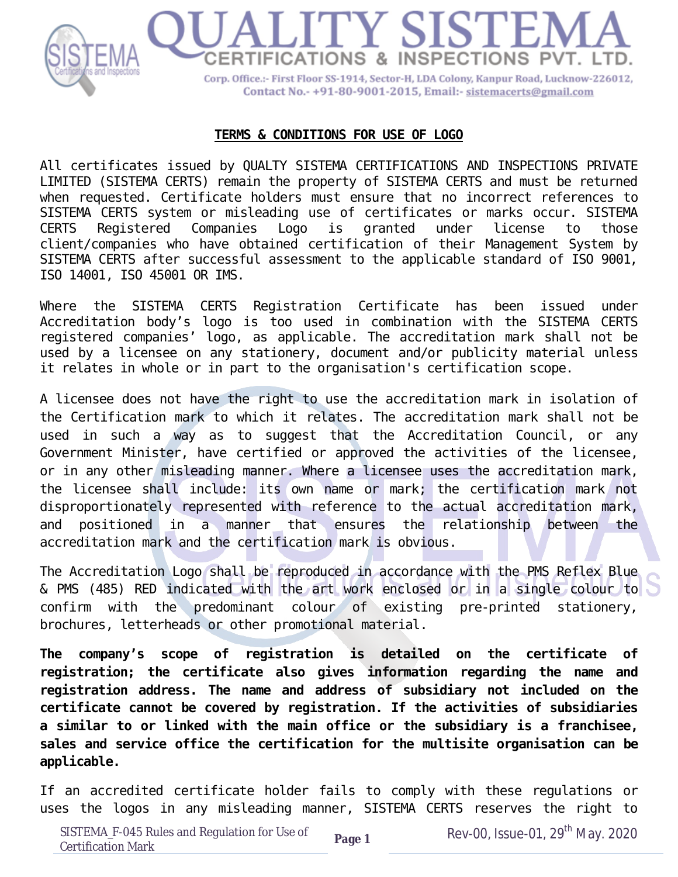# QUALITY SISTEMA

## CERTIFICATIONS & INSPECTIONS PVT. LTD.

Corp. Office.:- First Floor SS-1914, Sector-H, LDA Colony, Kanpur Road, Lucknow-226012,
Contact No.- +91-80-9001-2015, Email:- sistemacerts@gmail.com

## TERMS & CONDITIONS FOR USE OF LOGO

All certificates issued by QUALTY SISTEMA CERTIFICATIONS AND INSPECTIONS PRIVATE LIMITED (SISTEMA CERTS) remain the property of SISTEMA CERTS and must be returned when requested. Certificate holders must ensure that no incorrect references to SISTEMA CERTS system or misleading use of certificates or marks occur. SISTEMA CERTS Registered Companies Logo is granted under license to those client/companies who have obtained certification of their Management System by SISTEMA CERTS after successful assessment to the applicable standard of ISO 9001, ISO 14001, ISO 45001 OR IMS.

Where the SISTEMA CERTS Registration Certificate has been issued under Accreditation body's logo is too used in combination with the SISTEMA CERTS registered companies' logo, as applicable. The accreditation mark shall not be used by a licensee on any stationery, document and/or publicity material unless it relates in whole or in part to the organisation's certification scope.

A licensee does not have the right to use the accreditation mark in isolation of the Certification mark to which it relates. The accreditation mark shall not be used in such a way as to suggest that the Accreditation Council, or any Government Minister, have certified or approved the activities of the licensee, or in any other misleading manner. Where a licensee uses the accreditation mark, the licensee shall include: its own name or mark; the certification mark not disproportionately represented with reference to the actual accreditation mark, and positioned in a manner that ensures the relationship between the accreditation mark and the certification mark is obvious.

The Accreditation Logo shall be reproduced in accordance with the PMS Reflex Blue & PMS (485) RED indicated with the art work enclosed or in a single colour to confirm with the predominant colour of existing pre-printed stationery, brochures, letterheads or other promotional material.

**The company's scope of registration is detailed on the certificate of registration; the certificate also gives information regarding the name and registration address. The name and address of subsidiary not included on the certificate cannot be covered by registration. If the activities of subsidiaries a similar to or linked with the main office or the subsidiary is a franchisee, sales and service office the certification for the multisite organisation can be applicable.**

If an accredited certificate holder fails to comply with these regulations or uses the logos in any misleading manner, SISTEMA CERTS reserves the right to

SISTEMA_F-045 Rules and Regulation for Use of Certification Mark — Rev-00, Issue-01, 29th May. 2020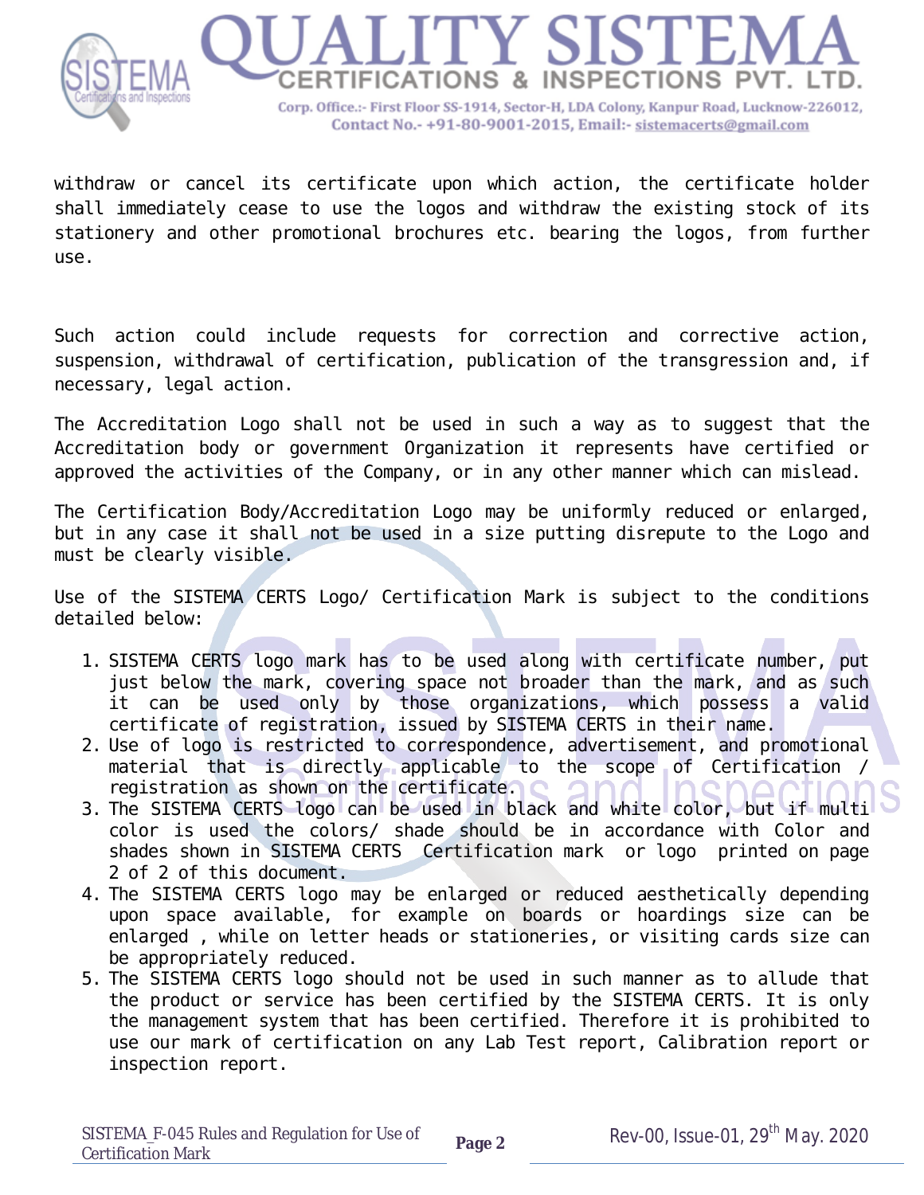withdraw or cancel its certificate upon which action, the certificate holder shall immediately cease to use the logos and withdraw the existing stock of its stationery and other promotional brochures etc. bearing the logos, from further use.

Such action could include requests for correction and corrective action, suspension, withdrawal of certification, publication of the transgression and, if necessary, legal action.

The Accreditation Logo shall not be used in such a way as to suggest that the Accreditation body or government Organization it represents have certified or approved the activities of the Company, or in any other manner which can mislead.

The Certification Body/Accreditation Logo may be uniformly reduced or enlarged, but in any case it shall not be used in a size putting disrepute to the Logo and must be clearly visible.

Use of the SISTEMA CERTS Logo/ Certification Mark is subject to the conditions detailed below:

1. SISTEMA CERTS logo mark has to be used along with certificate number, put just below the mark, covering space not broader than the mark, and as such it can be used only by those organizations, which possess a valid certificate of registration, issued by SISTEMA CERTS in their name.
2. Use of logo is restricted to correspondence, advertisement, and promotional material that is directly applicable to the scope of Certification / registration as shown on the certificate.
3. The SISTEMA CERTS logo can be used in black and white color, but if multi color is used the colors/ shade should be in accordance with Color and shades shown in SISTEMA CERTS Certification mark or logo printed on page 2 of 2 of this document.
4. The SISTEMA CERTS logo may be enlarged or reduced aesthetically depending upon space available, for example on boards or hoardings size can be enlarged , while on letter heads or stationeries, or visiting cards size can be appropriately reduced.
5. The SISTEMA CERTS logo should not be used in such manner as to allude that the product or service has been certified by the SISTEMA CERTS. It is only the management system that has been certified. Therefore it is prohibited to use our mark of certification on any Lab Test report, Calibration report or inspection report.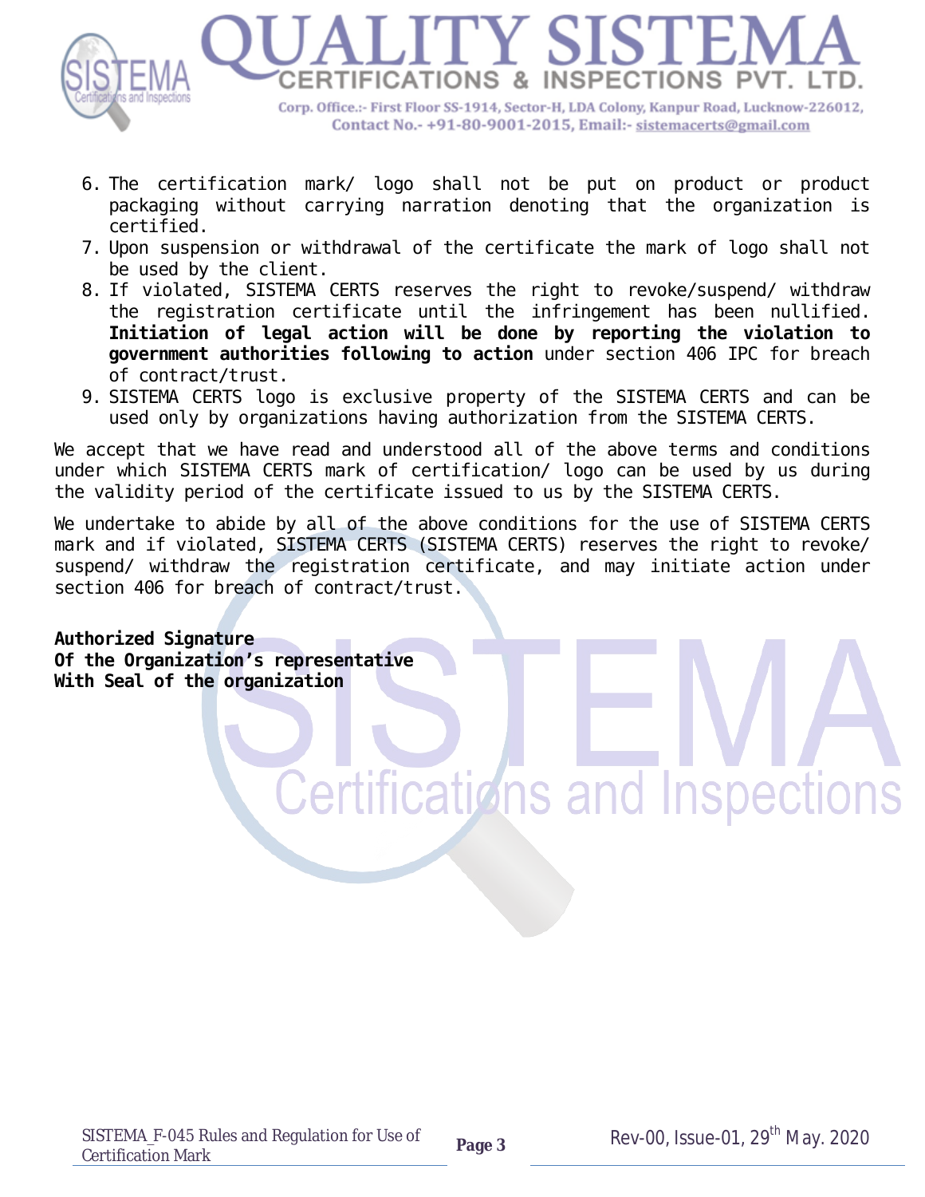6. The certification mark/ logo shall not be put on product or product packaging without carrying narration denoting that the organization is certified.
7. Upon suspension or withdrawal of the certificate the mark of logo shall not be used by the client.
8. If violated, SISTEMA CERTS reserves the right to revoke/suspend/ withdraw the registration certificate until the infringement has been nullified. **Initiation of legal action will be done by reporting the violation to government authorities following to action** under section 406 IPC for breach of contract/trust.
9. SISTEMA CERTS logo is exclusive property of the SISTEMA CERTS and can be used only by organizations having authorization from the SISTEMA CERTS.

We accept that we have read and understood all of the above terms and conditions under which SISTEMA CERTS mark of certification/ logo can be used by us during the validity period of the certificate issued to us by the SISTEMA CERTS.

We undertake to abide by all of the above conditions for the use of SISTEMA CERTS mark and if violated, SISTEMA CERTS (SISTEMA CERTS) reserves the right to revoke/ suspend/ withdraw the registration certificate, and may initiate action under section 406 for breach of contract/trust.

**Authorized Signature**
**Of the Organization's representative**
**With Seal of the organization**